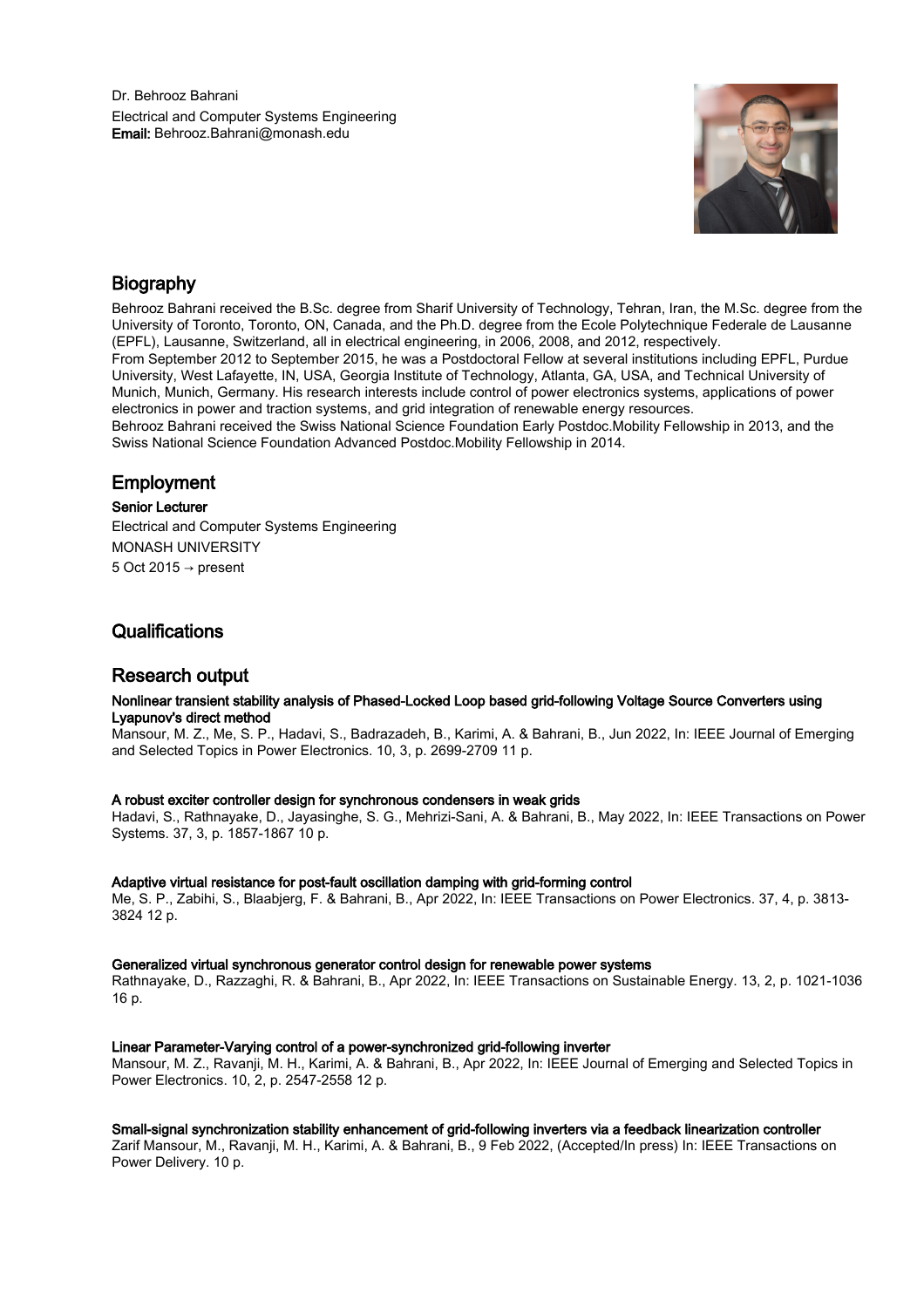Dr. Behrooz Bahrani

Electrical and Computer Systems Engineering

**Email:** Behrooz.Bahrani@monash.edu

## Biography

Behrooz Bahrani received the B.Sc. degree from Sharif University of Technology, Tehran, Iran, the M.Sc. degree from the University of Toronto, Toronto, ON, Canada, and the Ph.D. degree from the Ecole Polytechnique Federale de Lausanne (EPFL), Lausanne, Switzerland, all in electrical engineering, in 2006, 2008, and 2012, respectively.

From September 2012 to September 2015, he was a Postdoctoral Fellow at several institutions including EPFL, Purdue University, West Lafayette, IN, USA, Georgia Institute of Technology, Atlanta, GA, USA, and Technical University of Munich, Munich, Germany. His research interests include control of power electronics systems, applications of power electronics in power and traction systems, and grid integration of renewable energy resources.

Behrooz Bahrani received the Swiss National Science Foundation Early Postdoc.Mobility Fellowship in 2013, and the Swiss National Science Foundation Advanced Postdoc.Mobility Fellowship in 2014.

## Employment

**Senior Lecturer**

Electrical and Computer Systems Engineering

MONASH UNIVERSITY

5 Oct 2015 → present

## Qualifications

## Research output

**Nonlinear transient stability analysis of Phased-Locked Loop based grid-following Voltage Source Converters using Lyapunov's direct method**

Mansour, M. Z., Me, S. P., Hadavi, S., Badrazadeh, B., Karimi, A. & Bahrani, B., Jun 2022, In: IEEE Journal of Emerging and Selected Topics in Power Electronics. 10, 3, p. 2699-2709 11 p.

**A robust exciter controller design for synchronous condensers in weak grids**

Hadavi, S., Rathnayake, D., Jayasinghe, S. G., Mehrizi-Sani, A. & Bahrani, B., May 2022, In: IEEE Transactions on Power Systems. 37, 3, p. 1857-1867 10 p.

**Adaptive virtual resistance for post-fault oscillation damping with grid-forming control**

Me, S. P., Zabihi, S., Blaabjerg, F. & Bahrani, B., Apr 2022, In: IEEE Transactions on Power Electronics. 37, 4, p. 3813-3824 12 p.

**Generalized virtual synchronous generator control design for renewable power systems**

Rathnayake, D., Razzaghi, R. & Bahrani, B., Apr 2022, In: IEEE Transactions on Sustainable Energy. 13, 2, p. 1021-1036 16 p.

**Linear Parameter-Varying control of a power-synchronized grid-following inverter**

Mansour, M. Z., Ravanji, M. H., Karimi, A. & Bahrani, B., Apr 2022, In: IEEE Journal of Emerging and Selected Topics in Power Electronics. 10, 2, p. 2547-2558 12 p.

**Small-signal synchronization stability enhancement of grid-following inverters via a feedback linearization controller**

Zarif Mansour, M., Ravanji, M. H., Karimi, A. & Bahrani, B., 9 Feb 2022, (Accepted/In press) In: IEEE Transactions on Power Delivery. 10 p.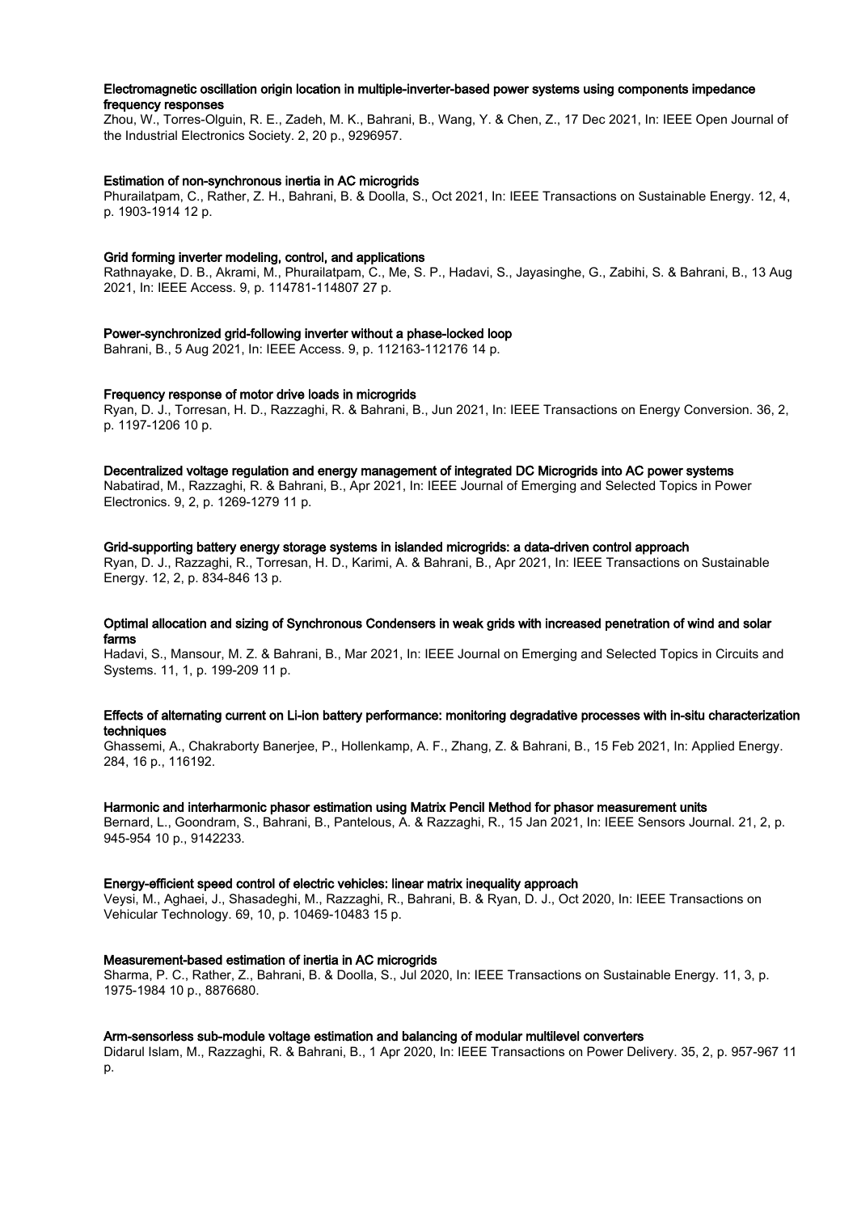**Electromagnetic oscillation origin location in multiple-inverter-based power systems using components impedance frequency responses**
Zhou, W., Torres-Olguin, R. E., Zadeh, M. K., Bahrani, B., Wang, Y. & Chen, Z., 17 Dec 2021, In: IEEE Open Journal of the Industrial Electronics Society. 2, 20 p., 9296957.

**Estimation of non-synchronous inertia in AC microgrids**
Phurailatpam, C., Rather, Z. H., Bahrani, B. & Doolla, S., Oct 2021, In: IEEE Transactions on Sustainable Energy. 12, 4, p. 1903-1914 12 p.

**Grid forming inverter modeling, control, and applications**
Rathnayake, D. B., Akrami, M., Phurailatpam, C., Me, S. P., Hadavi, S., Jayasinghe, G., Zabihi, S. & Bahrani, B., 13 Aug 2021, In: IEEE Access. 9, p. 114781-114807 27 p.

**Power-synchronized grid-following inverter without a phase-locked loop**
Bahrani, B., 5 Aug 2021, In: IEEE Access. 9, p. 112163-112176 14 p.

**Frequency response of motor drive loads in microgrids**
Ryan, D. J., Torresan, H. D., Razzaghi, R. & Bahrani, B., Jun 2021, In: IEEE Transactions on Energy Conversion. 36, 2, p. 1197-1206 10 p.

**Decentralized voltage regulation and energy management of integrated DC Microgrids into AC power systems**
Nabatirad, M., Razzaghi, R. & Bahrani, B., Apr 2021, In: IEEE Journal of Emerging and Selected Topics in Power Electronics. 9, 2, p. 1269-1279 11 p.

**Grid-supporting battery energy storage systems in islanded microgrids: a data-driven control approach**
Ryan, D. J., Razzaghi, R., Torresan, H. D., Karimi, A. & Bahrani, B., Apr 2021, In: IEEE Transactions on Sustainable Energy. 12, 2, p. 834-846 13 p.

**Optimal allocation and sizing of Synchronous Condensers in weak grids with increased penetration of wind and solar farms**
Hadavi, S., Mansour, M. Z. & Bahrani, B., Mar 2021, In: IEEE Journal on Emerging and Selected Topics in Circuits and Systems. 11, 1, p. 199-209 11 p.

**Effects of alternating current on Li-ion battery performance: monitoring degradative processes with in-situ characterization techniques**
Ghassemi, A., Chakraborty Banerjee, P., Hollenkamp, A. F., Zhang, Z. & Bahrani, B., 15 Feb 2021, In: Applied Energy. 284, 16 p., 116192.

**Harmonic and interharmonic phasor estimation using Matrix Pencil Method for phasor measurement units**
Bernard, L., Goondram, S., Bahrani, B., Pantelous, A. & Razzaghi, R., 15 Jan 2021, In: IEEE Sensors Journal. 21, 2, p. 945-954 10 p., 9142233.

**Energy-efficient speed control of electric vehicles: linear matrix inequality approach**
Veysi, M., Aghaei, J., Shasadeghi, M., Razzaghi, R., Bahrani, B. & Ryan, D. J., Oct 2020, In: IEEE Transactions on Vehicular Technology. 69, 10, p. 10469-10483 15 p.

**Measurement-based estimation of inertia in AC microgrids**
Sharma, P. C., Rather, Z., Bahrani, B. & Doolla, S., Jul 2020, In: IEEE Transactions on Sustainable Energy. 11, 3, p. 1975-1984 10 p., 8876680.

**Arm-sensorless sub-module voltage estimation and balancing of modular multilevel converters**
Didarul Islam, M., Razzaghi, R. & Bahrani, B., 1 Apr 2020, In: IEEE Transactions on Power Delivery. 35, 2, p. 957-967 11 p.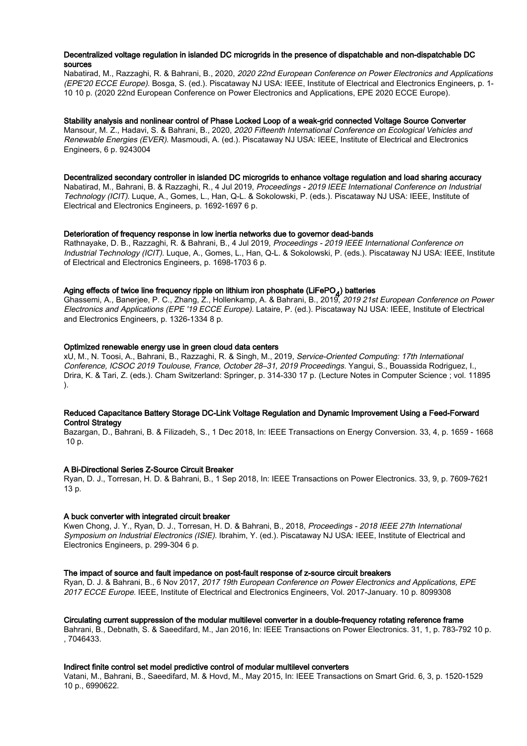**Decentralized voltage regulation in islanded DC microgrids in the presence of dispatchable and non-dispatchable DC sources**

Nabatirad, M., Razzaghi, R. & Bahrani, B., 2020, *2020 22nd European Conference on Power Electronics and Applications (EPE'20 ECCE Europe).* Bosga, S. (ed.). Piscataway NJ USA: IEEE, Institute of Electrical and Electronics Engineers, p. 1-10 10 p. (2020 22nd European Conference on Power Electronics and Applications, EPE 2020 ECCE Europe).

**Stability analysis and nonlinear control of Phase Locked Loop of a weak-grid connected Voltage Source Converter**

Mansour, M. Z., Hadavi, S. & Bahrani, B., 2020, *2020 Fifteenth International Conference on Ecological Vehicles and Renewable Energies (EVER).* Masmoudi, A. (ed.). Piscataway NJ USA: IEEE, Institute of Electrical and Electronics Engineers, 6 p. 9243004

**Decentralized secondary controller in islanded DC microgrids to enhance voltage regulation and load sharing accuracy**

Nabatirad, M., Bahrani, B. & Razzaghi, R., 4 Jul 2019, *Proceedings - 2019 IEEE International Conference on Industrial Technology (ICIT).* Luque, A., Gomes, L., Han, Q-L. & Sokolowski, P. (eds.). Piscataway NJ USA: IEEE, Institute of Electrical and Electronics Engineers, p. 1692-1697 6 p.

**Deterioration of frequency response in low inertia networks due to governor dead-bands**

Rathnayake, D. B., Razzaghi, R. & Bahrani, B., 4 Jul 2019, *Proceedings - 2019 IEEE International Conference on Industrial Technology (ICIT).* Luque, A., Gomes, L., Han, Q-L. & Sokolowski, P. (eds.). Piscataway NJ USA: IEEE, Institute of Electrical and Electronics Engineers, p. 1698-1703 6 p.

**Aging effects of twice line frequency ripple on lithium iron phosphate ($LiFePO_4$) batteries**

Ghassemi, A., Banerjee, P. C., Zhang, Z., Hollenkamp, A. & Bahrani, B., 2019, *2019 21st European Conference on Power Electronics and Applications (EPE '19 ECCE Europe).* Lataire, P. (ed.). Piscataway NJ USA: IEEE, Institute of Electrical and Electronics Engineers, p. 1326-1334 8 p.

**Optimized renewable energy use in green cloud data centers**

xU, M., N. Toosi, A., Bahrani, B., Razzaghi, R. & Singh, M., 2019, *Service-Oriented Computing: 17th International Conference, ICSOC 2019 Toulouse, France, October 28–31, 2019 Proceedings.* Yangui, S., Bouassida Rodriguez, I., Drira, K. & Tari, Z. (eds.). Cham Switzerland: Springer, p. 314-330 17 p. (Lecture Notes in Computer Science ; vol. 11895 ).

**Reduced Capacitance Battery Storage DC-Link Voltage Regulation and Dynamic Improvement Using a Feed-Forward Control Strategy**

Bazargan, D., Bahrani, B. & Filizadeh, S., 1 Dec 2018, In: IEEE Transactions on Energy Conversion. 33, 4, p. 1659 - 1668 10 p.

**A Bi-Directional Series Z-Source Circuit Breaker**

Ryan, D. J., Torresan, H. D. & Bahrani, B., 1 Sep 2018, In: IEEE Transactions on Power Electronics. 33, 9, p. 7609-7621 13 p.

**A buck converter with integrated circuit breaker**

Kwen Chong, J. Y., Ryan, D. J., Torresan, H. D. & Bahrani, B., 2018, *Proceedings - 2018 IEEE 27th International Symposium on Industrial Electronics (ISIE).* Ibrahim, Y. (ed.). Piscataway NJ USA: IEEE, Institute of Electrical and Electronics Engineers, p. 299-304 6 p.

**The impact of source and fault impedance on post-fault response of z-source circuit breakers**

Ryan, D. J. & Bahrani, B., 6 Nov 2017, *2017 19th European Conference on Power Electronics and Applications, EPE 2017 ECCE Europe.* IEEE, Institute of Electrical and Electronics Engineers, Vol. 2017-January. 10 p. 8099308

**Circulating current suppression of the modular multilevel converter in a double-frequency rotating reference frame**

Bahrani, B., Debnath, S. & Saeedifard, M., Jan 2016, In: IEEE Transactions on Power Electronics. 31, 1, p. 783-792 10 p. , 7046433.

**Indirect finite control set model predictive control of modular multilevel converters**

Vatani, M., Bahrani, B., Saeedifard, M. & Hovd, M., May 2015, In: IEEE Transactions on Smart Grid. 6, 3, p. 1520-1529 10 p., 6990622.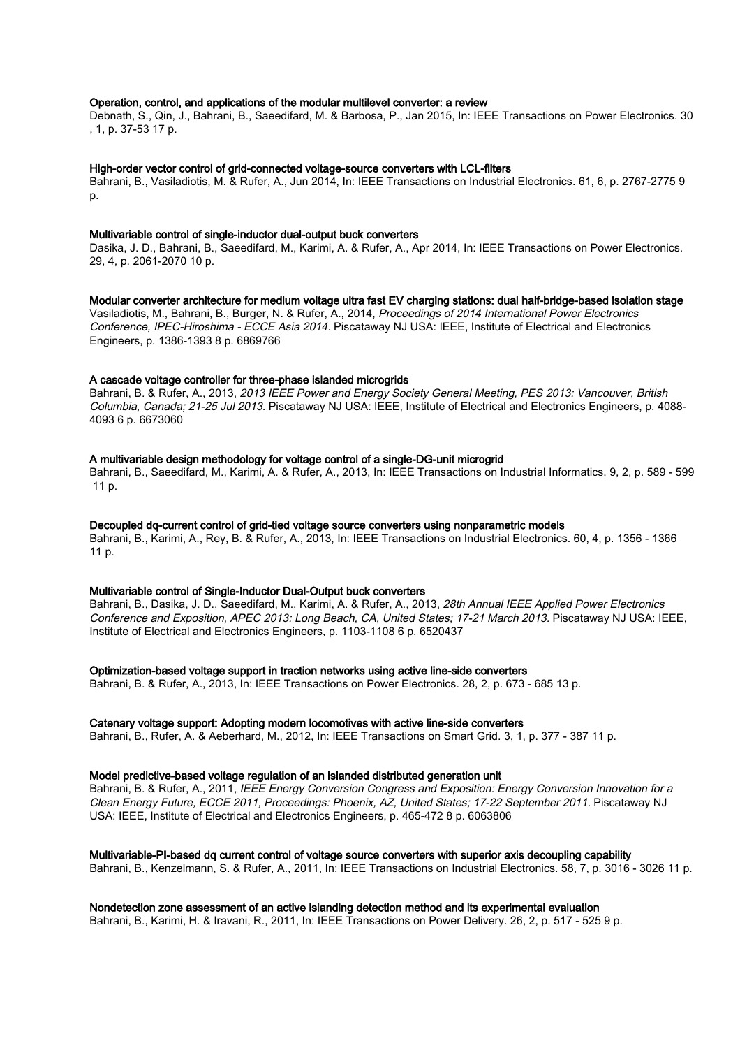**Operation, control, and applications of the modular multilevel converter: a review**
Debnath, S., Qin, J., Bahrani, B., Saeedifard, M. & Barbosa, P., Jan 2015, In: IEEE Transactions on Power Electronics. 30 , 1, p. 37-53 17 p.

**High-order vector control of grid-connected voltage-source converters with LCL-filters**
Bahrani, B., Vasiladiotis, M. & Rufer, A., Jun 2014, In: IEEE Transactions on Industrial Electronics. 61, 6, p. 2767-2775 9 p.

**Multivariable control of single-inductor dual-output buck converters**
Dasika, J. D., Bahrani, B., Saeedifard, M., Karimi, A. & Rufer, A., Apr 2014, In: IEEE Transactions on Power Electronics. 29, 4, p. 2061-2070 10 p.

**Modular converter architecture for medium voltage ultra fast EV charging stations: dual half-bridge-based isolation stage**
Vasiladiotis, M., Bahrani, B., Burger, N. & Rufer, A., 2014, *Proceedings of 2014 International Power Electronics Conference, IPEC-Hiroshima - ECCE Asia 2014*. Piscataway NJ USA: IEEE, Institute of Electrical and Electronics Engineers, p. 1386-1393 8 p. 6869766

**A cascade voltage controller for three-phase islanded microgrids**
Bahrani, B. & Rufer, A., 2013, *2013 IEEE Power and Energy Society General Meeting, PES 2013: Vancouver, British Columbia, Canada; 21-25 Jul 2013*. Piscataway NJ USA: IEEE, Institute of Electrical and Electronics Engineers, p. 4088-4093 6 p. 6673060

**A multivariable design methodology for voltage control of a single-DG-unit microgrid**
Bahrani, B., Saeedifard, M., Karimi, A. & Rufer, A., 2013, In: IEEE Transactions on Industrial Informatics. 9, 2, p. 589 - 599 11 p.

**Decoupled dq-current control of grid-tied voltage source converters using nonparametric models**
Bahrani, B., Karimi, A., Rey, B. & Rufer, A., 2013, In: IEEE Transactions on Industrial Electronics. 60, 4, p. 1356 - 1366 11 p.

**Multivariable control of Single-Inductor Dual-Output buck converters**
Bahrani, B., Dasika, J. D., Saeedifard, M., Karimi, A. & Rufer, A., 2013, *28th Annual IEEE Applied Power Electronics Conference and Exposition, APEC 2013: Long Beach, CA, United States; 17-21 March 2013*. Piscataway NJ USA: IEEE, Institute of Electrical and Electronics Engineers, p. 1103-1108 6 p. 6520437

**Optimization-based voltage support in traction networks using active line-side converters**
Bahrani, B. & Rufer, A., 2013, In: IEEE Transactions on Power Electronics. 28, 2, p. 673 - 685 13 p.

**Catenary voltage support: Adopting modern locomotives with active line-side converters**
Bahrani, B., Rufer, A. & Aeberhard, M., 2012, In: IEEE Transactions on Smart Grid. 3, 1, p. 377 - 387 11 p.

**Model predictive-based voltage regulation of an islanded distributed generation unit**
Bahrani, B. & Rufer, A., 2011, *IEEE Energy Conversion Congress and Exposition: Energy Conversion Innovation for a Clean Energy Future, ECCE 2011, Proceedings: Phoenix, AZ, United States; 17-22 September 2011*. Piscataway NJ USA: IEEE, Institute of Electrical and Electronics Engineers, p. 465-472 8 p. 6063806

**Multivariable-PI-based dq current control of voltage source converters with superior axis decoupling capability**
Bahrani, B., Kenzelmann, S. & Rufer, A., 2011, In: IEEE Transactions on Industrial Electronics. 58, 7, p. 3016 - 3026 11 p.

**Nondetection zone assessment of an active islanding detection method and its experimental evaluation**
Bahrani, B., Karimi, H. & Iravani, R., 2011, In: IEEE Transactions on Power Delivery. 26, 2, p. 517 - 525 9 p.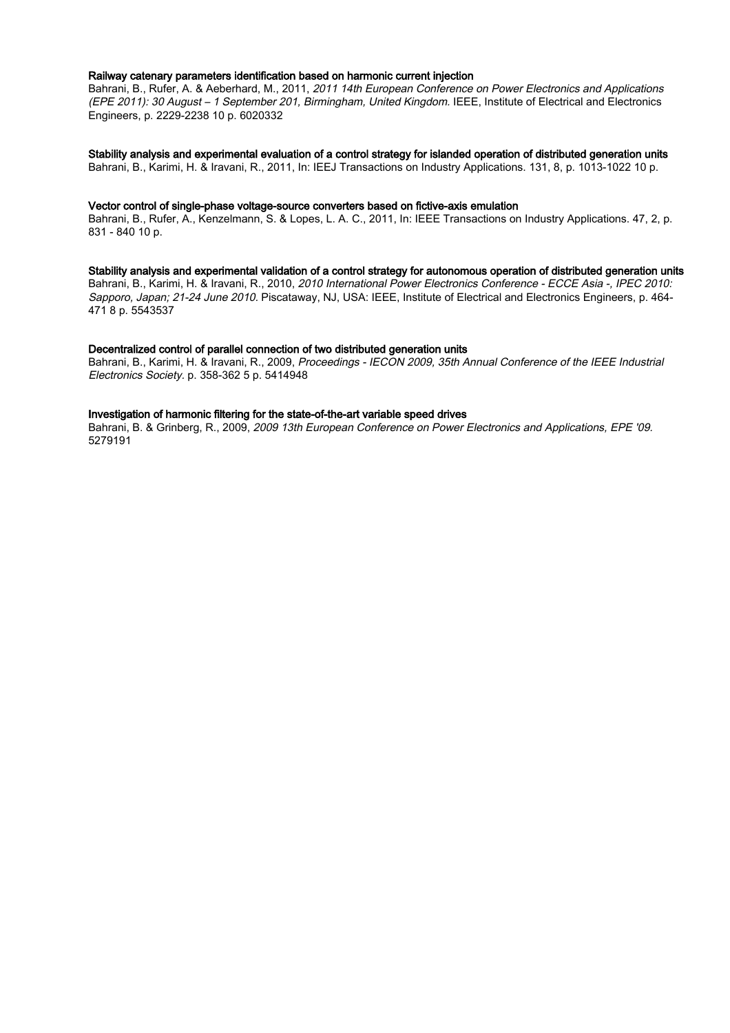**Railway catenary parameters identification based on harmonic current injection**
Bahrani, B., Rufer, A. & Aeberhard, M., 2011, *2011 14th European Conference on Power Electronics and Applications (EPE 2011): 30 August – 1 September 201, Birmingham, United Kingdom.* IEEE, Institute of Electrical and Electronics Engineers, p. 2229-2238 10 p. 6020332

**Stability analysis and experimental evaluation of a control strategy for islanded operation of distributed generation units**
Bahrani, B., Karimi, H. & Iravani, R., 2011, In: IEEJ Transactions on Industry Applications. 131, 8, p. 1013-1022 10 p.

**Vector control of single-phase voltage-source converters based on fictive-axis emulation**
Bahrani, B., Rufer, A., Kenzelmann, S. & Lopes, L. A. C., 2011, In: IEEE Transactions on Industry Applications. 47, 2, p. 831 - 840 10 p.

**Stability analysis and experimental validation of a control strategy for autonomous operation of distributed generation units**
Bahrani, B., Karimi, H. & Iravani, R., 2010, *2010 International Power Electronics Conference - ECCE Asia -, IPEC 2010: Sapporo, Japan; 21-24 June 2010.* Piscataway, NJ, USA: IEEE, Institute of Electrical and Electronics Engineers, p. 464-471 8 p. 5543537

**Decentralized control of parallel connection of two distributed generation units**
Bahrani, B., Karimi, H. & Iravani, R., 2009, *Proceedings - IECON 2009, 35th Annual Conference of the IEEE Industrial Electronics Society.* p. 358-362 5 p. 5414948

**Investigation of harmonic filtering for the state-of-the-art variable speed drives**
Bahrani, B. & Grinberg, R., 2009, *2009 13th European Conference on Power Electronics and Applications, EPE '09.* 5279191